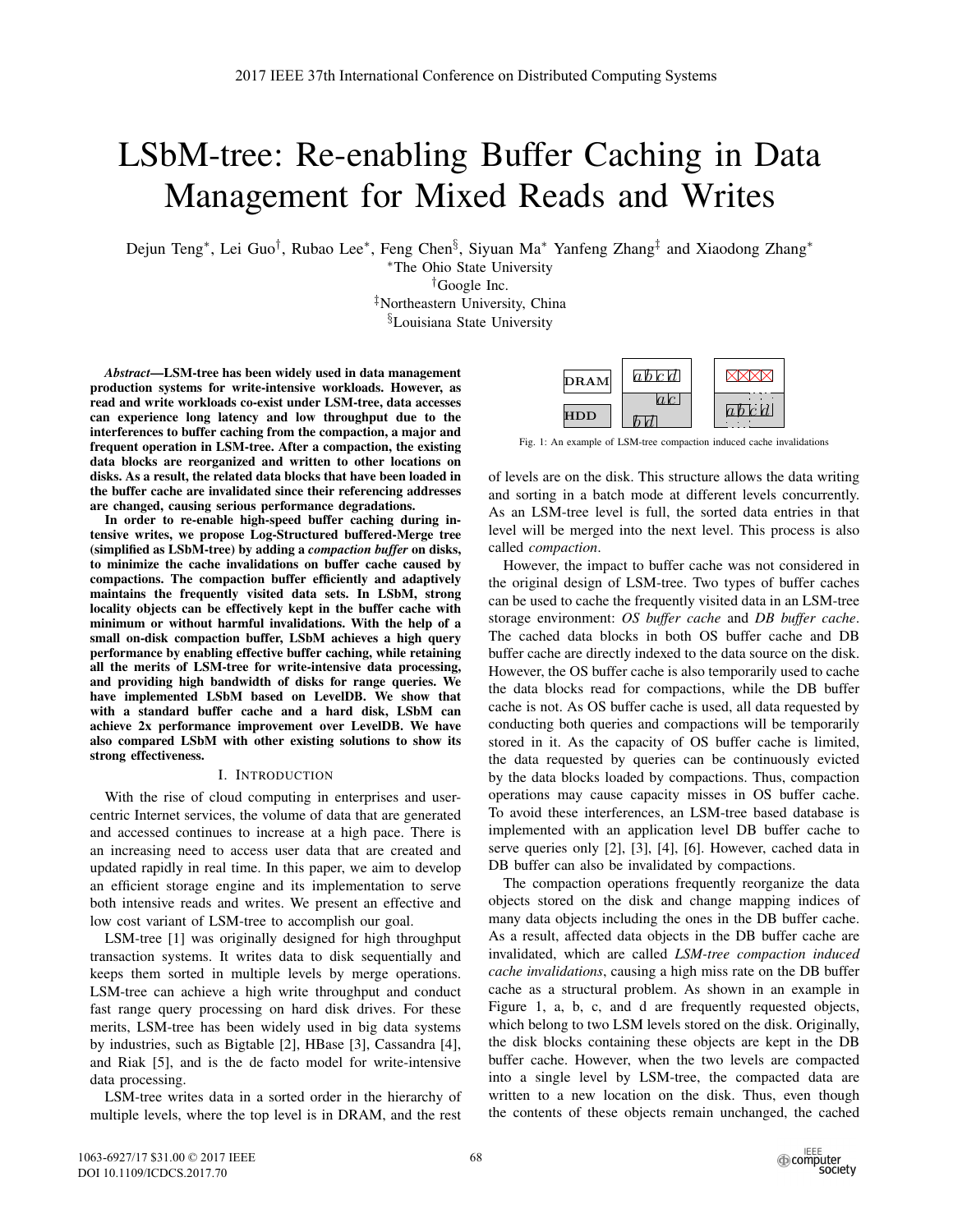# LSbM-tree: Re-enabling Buffer Caching in Data Management for Mixed Reads and Writes

Dejun Teng*, Lei Guo†, Rubao Lee*, Feng Chen§, Siyuan Ma* Yanfeng Zhang‡ and Xiaodong Zhang*

*The Ohio State University
†Google Inc.
‡Northeastern University, China
§Louisiana State University

***Abstract*—LSM-tree has been widely used in data management production systems for write-intensive workloads. However, as read and write workloads co-exist under LSM-tree, data accesses can experience long latency and low throughput due to the interferences to buffer caching from the compaction, a major and frequent operation in LSM-tree. After a compaction, the existing data blocks are reorganized and written to other locations on disks. As a result, the related data blocks that have been loaded in the buffer cache are invalidated since their referencing addresses are changed, causing serious performance degradations.**

**In order to re-enable high-speed buffer caching during intensive writes, we propose Log-Structured buffered-Merge tree (simplified as LSbM-tree) by adding a *compaction buffer* on disks, to minimize the cache invalidations on buffer cache caused by compactions. The compaction buffer efficiently and adaptively maintains the frequently visited data sets. In LSbM, strong locality objects can be effectively kept in the buffer cache with minimum or without harmful invalidations. With the help of a small on-disk compaction buffer, LSbM achieves a high query performance by enabling effective buffer caching, while retaining all the merits of LSM-tree for write-intensive data processing, and providing high bandwidth of disks for range queries. We have implemented LSbM based on LevelDB. We show that with a standard buffer cache and a hard disk, LSbM can achieve 2x performance improvement over LevelDB. We have also compared LSbM with other existing solutions to show its strong effectiveness.**

## I. Introduction

With the rise of cloud computing in enterprises and user-centric Internet services, the volume of data that are generated and accessed continues to increase at a high pace. There is an increasing need to access user data that are created and updated rapidly in real time. In this paper, we aim to develop an efficient storage engine and its implementation to serve both intensive reads and writes. We present an effective and low cost variant of LSM-tree to accomplish our goal.

LSM-tree [1] was originally designed for high throughput transaction systems. It writes data to disk sequentially and keeps them sorted in multiple levels by merge operations. LSM-tree can achieve a high write throughput and conduct fast range query processing on hard disk drives. For these merits, LSM-tree has been widely used in big data systems by industries, such as Bigtable [2], HBase [3], Cassandra [4], and Riak [5], and is the de facto model for write-intensive data processing.

LSM-tree writes data in a sorted order in the hierarchy of multiple levels, where the top level is in DRAM, and the rest of levels are on the disk. This structure allows the data writing and sorting in a batch mode at different levels concurrently. As an LSM-tree level is full, the sorted data entries in that level will be merged into the next level. This process is also called *compaction*.

Fig. 1: An example of LSM-tree compaction induced cache invalidations

However, the impact to buffer cache was not considered in the original design of LSM-tree. Two types of buffer caches can be used to cache the frequently visited data in an LSM-tree storage environment: *OS buffer cache* and *DB buffer cache*. The cached data blocks in both OS buffer cache and DB buffer cache are directly indexed to the data source on the disk. However, the OS buffer cache is also temporarily used to cache the data blocks read for compactions, while the DB buffer cache is not. As OS buffer cache is used, all data requested by conducting both queries and compactions will be temporarily stored in it. As the capacity of OS buffer cache is limited, the data requested by queries can be continuously evicted by the data blocks loaded by compactions. Thus, compaction operations may cause capacity misses in OS buffer cache. To avoid these interferences, an LSM-tree based database is implemented with an application level DB buffer cache to serve queries only [2], [3], [4], [6]. However, cached data in DB buffer can also be invalidated by compactions.

The compaction operations frequently reorganize the data objects stored on the disk and change mapping indices of many data objects including the ones in the DB buffer cache. As a result, affected data objects in the DB buffer cache are invalidated, which are called *LSM-tree compaction induced cache invalidations*, causing a high miss rate on the DB buffer cache as a structural problem. As shown in an example in Figure 1, a, b, c, and d are frequently requested objects, which belong to two LSM levels stored on the disk. Originally, the disk blocks containing these objects are kept in the DB buffer cache. However, when the two levels are compacted into a single level by LSM-tree, the compacted data are written to a new location on the disk. Thus, even though the contents of these objects remain unchanged, the cached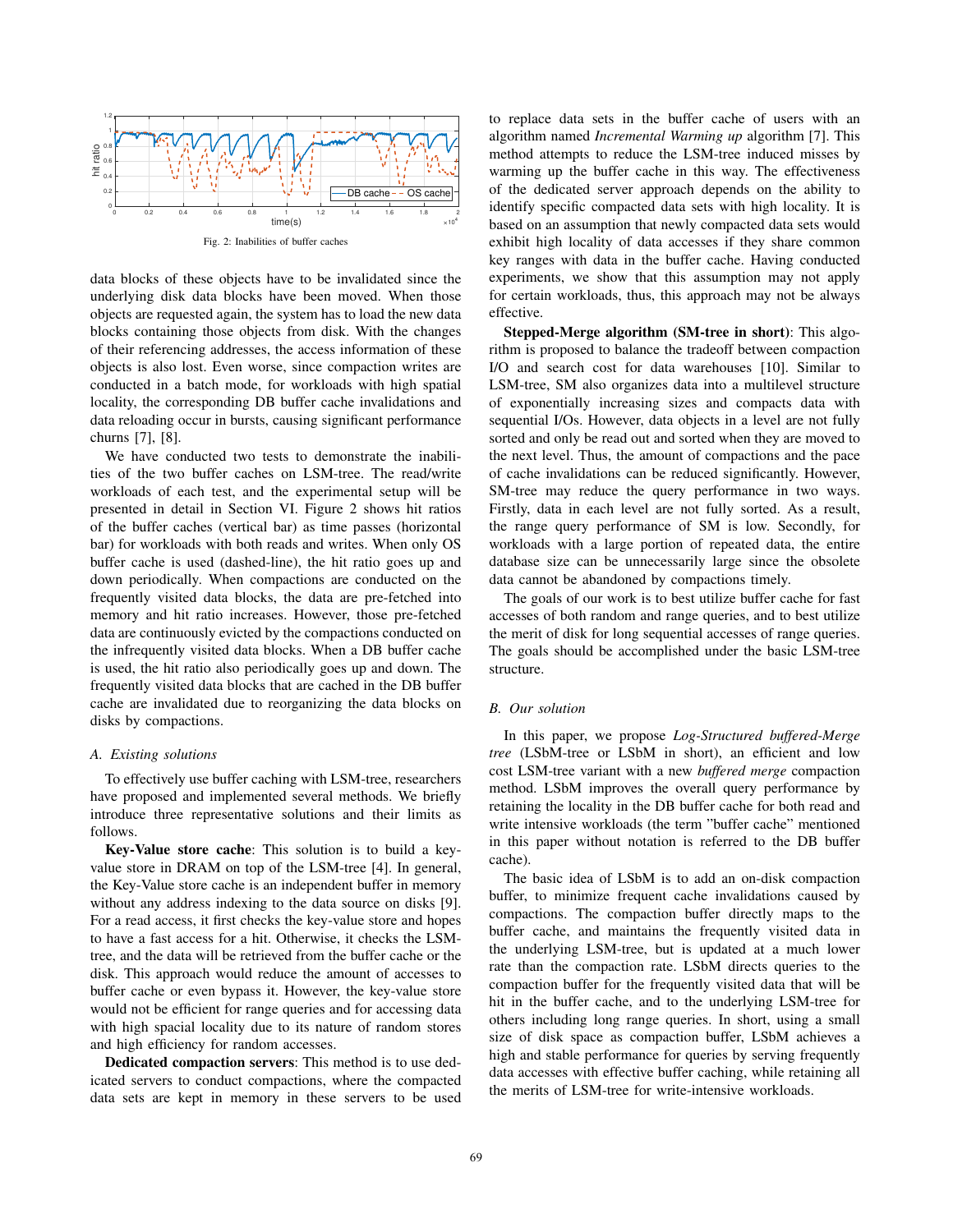Fig. 2: Inabilities of buffer caches

data blocks of these objects have to be invalidated since the underlying disk data blocks have been moved. When those objects are requested again, the system has to load the new data blocks containing those objects from disk. With the changes of their referencing addresses, the access information of these objects is also lost. Even worse, since compaction writes are conducted in a batch mode, for workloads with high spatial locality, the corresponding DB buffer cache invalidations and data reloading occur in bursts, causing significant performance churns [7], [8].

We have conducted two tests to demonstrate the inabilities of the two buffer caches on LSM-tree. The read/write workloads of each test, and the experimental setup will be presented in detail in Section VI. Figure 2 shows hit ratios of the buffer caches (vertical bar) as time passes (horizontal bar) for workloads with both reads and writes. When only OS buffer cache is used (dashed-line), the hit ratio goes up and down periodically. When compactions are conducted on the frequently visited data blocks, the data are pre-fetched into memory and hit ratio increases. However, those pre-fetched data are continuously evicted by the compactions conducted on the infrequently visited data blocks. When a DB buffer cache is used, the hit ratio also periodically goes up and down. The frequently visited data blocks that are cached in the DB buffer cache are invalidated due to reorganizing the data blocks on disks by compactions.

### A. Existing solutions

To effectively use buffer caching with LSM-tree, researchers have proposed and implemented several methods. We briefly introduce three representative solutions and their limits as follows.

**Key-Value store cache**: This solution is to build a key-value store in DRAM on top of the LSM-tree [4]. In general, the Key-Value store cache is an independent buffer in memory without any address indexing to the data source on disks [9]. For a read access, it first checks the key-value store and hopes to have a fast access for a hit. Otherwise, it checks the LSM-tree, and the data will be retrieved from the buffer cache or the disk. This approach would reduce the amount of accesses to buffer cache or even bypass it. However, the key-value store would not be efficient for range queries and for accessing data with high spacial locality due to its nature of random stores and high efficiency for random accesses.

**Dedicated compaction servers**: This method is to use dedicated servers to conduct compactions, where the compacted data sets are kept in memory in these servers to be used to replace data sets in the buffer cache of users with an algorithm named *Incremental Warming up* algorithm [7]. This method attempts to reduce the LSM-tree induced misses by warming up the buffer cache in this way. The effectiveness of the dedicated server approach depends on the ability to identify specific compacted data sets with high locality. It is based on an assumption that newly compacted data sets would exhibit high locality of data accesses if they share common key ranges with data in the buffer cache. Having conducted experiments, we show that this assumption may not apply for certain workloads, thus, this approach may not be always effective.

**Stepped-Merge algorithm (SM-tree in short)**: This algorithm is proposed to balance the tradeoff between compaction I/O and search cost for data warehouses [10]. Similar to LSM-tree, SM also organizes data into a multilevel structure of exponentially increasing sizes and compacts data with sequential I/Os. However, data objects in a level are not fully sorted and only be read out and sorted when they are moved to the next level. Thus, the amount of compactions and the pace of cache invalidations can be reduced significantly. However, SM-tree may reduce the query performance in two ways. Firstly, data in each level are not fully sorted. As a result, the range query performance of SM is low. Secondly, for workloads with a large portion of repeated data, the entire database size can be unnecessarily large since the obsolete data cannot be abandoned by compactions timely.

The goals of our work is to best utilize buffer cache for fast accesses of both random and range queries, and to best utilize the merit of disk for long sequential accesses of range queries. The goals should be accomplished under the basic LSM-tree structure.

### B. Our solution

In this paper, we propose *Log-Structured buffered-Merge tree* (LSbM-tree or LSbM in short), an efficient and low cost LSM-tree variant with a new *buffered merge* compaction method. LSbM improves the overall query performance by retaining the locality in the DB buffer cache for both read and write intensive workloads (the term "buffer cache" mentioned in this paper without notation is referred to the DB buffer cache).

The basic idea of LSbM is to add an on-disk compaction buffer, to minimize frequent cache invalidations caused by compactions. The compaction buffer directly maps to the buffer cache, and maintains the frequently visited data in the underlying LSM-tree, but is updated at a much lower rate than the compaction rate. LSbM directs queries to the compaction buffer for the frequently visited data that will be hit in the buffer cache, and to the underlying LSM-tree for others including long range queries. In short, using a small size of disk space as compaction buffer, LSbM achieves a high and stable performance for queries by serving frequently data accesses with effective buffer caching, while retaining all the merits of LSM-tree for write-intensive workloads.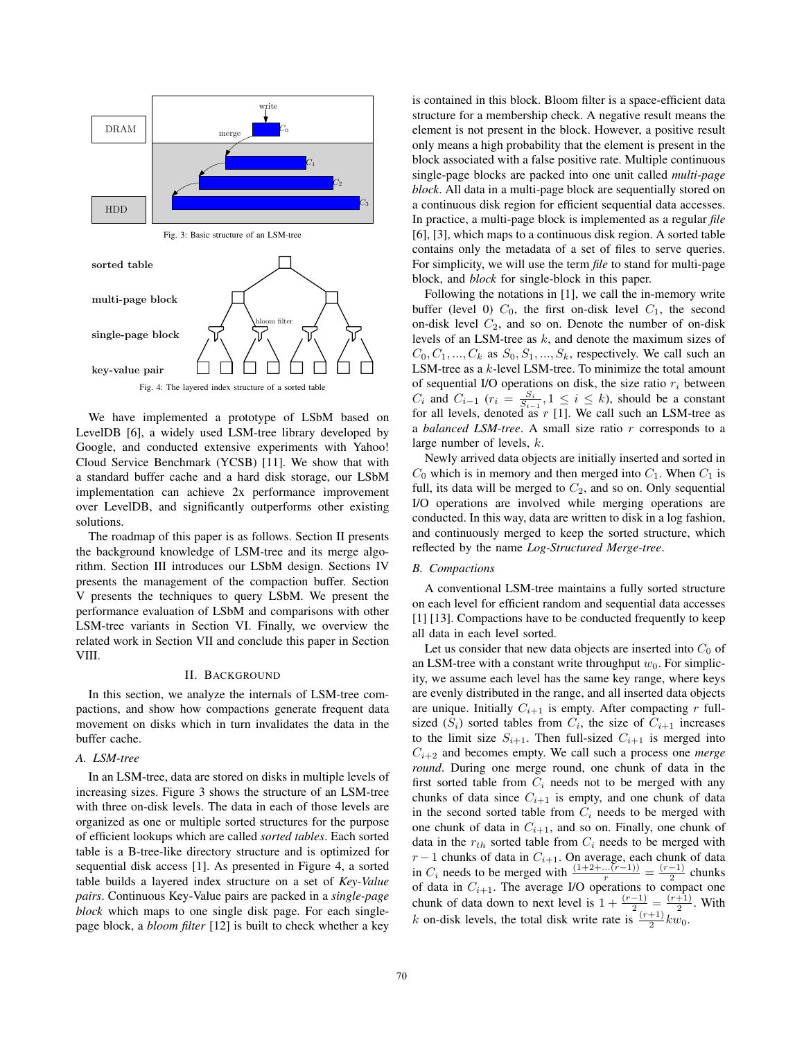Fig. 3: Basic structure of an LSM-tree

Fig. 4: The layered index structure of a sorted table

We have implemented a prototype of LSbM based on LevelDB [6], a widely used LSM-tree library developed by Google, and conducted extensive experiments with Yahoo! Cloud Service Benchmark (YCSB) [11]. We show that with a standard buffer cache and a hard disk storage, our LSbM implementation can achieve 2x performance improvement over LevelDB, and significantly outperforms other existing solutions.

The roadmap of this paper is as follows. Section II presents the background knowledge of LSM-tree and its merge algorithm. Section III introduces our LSbM design. Sections IV presents the management of the compaction buffer. Section V presents the techniques to query LSbM. We present the performance evaluation of LSbM and comparisons with other LSM-tree variants in Section VI. Finally, we overview the related work in Section VII and conclude this paper in Section VIII.

## II. Background

In this section, we analyze the internals of LSM-tree compactions, and show how compactions generate frequent data movement on disks which in turn invalidates the data in the buffer cache.

### A. LSM-tree

In an LSM-tree, data are stored on disks in multiple levels of increasing sizes. Figure 3 shows the structure of an LSM-tree with three on-disk levels. The data in each of those levels are organized as one or multiple sorted structures for the purpose of efficient lookups which are called *sorted tables*. Each sorted table is a B-tree-like directory structure and is optimized for sequential disk access [1]. As presented in Figure 4, a sorted table builds a layered index structure on a set of *Key-Value pairs*. Continuous Key-Value pairs are packed in a *single-page block* which maps to one single disk page. For each single-page block, a *bloom filter* [12] is built to check whether a key is contained in this block. Bloom filter is a space-efficient data structure for a membership check. A negative result means the element is not present in the block. However, a positive result only means a high probability that the element is present in the block associated with a false positive rate. Multiple continuous single-page blocks are packed into one unit called *multi-page block*. All data in a multi-page block are sequentially stored on a continuous disk region for efficient sequential data accesses. In practice, a multi-page block is implemented as a regular *file* [6], [3], which maps to a continuous disk region. A sorted table contains only the metadata of a set of files to serve queries. For simplicity, we will use the term *file* to stand for multi-page block, and *block* for single-block in this paper.

Following the notations in [1], we call the in-memory write buffer (level 0) $C_0$, the first on-disk level $C_1$, the second on-disk level $C_2$, and so on. Denote the number of on-disk levels of an LSM-tree as $k$, and denote the maximum sizes of $C_0, C_1, ..., C_k$ as $S_0, S_1, ..., S_k$, respectively. We call such an LSM-tree as a $k$-level LSM-tree. To minimize the total amount of sequential I/O operations on disk, the size ratio $r_i$ between $C_i$ and $C_{i-1}$ ($r_i = \frac{S_i}{S_{i-1}}, 1 \leq i \leq k$), should be a constant for all levels, denoted as $r$ [1]. We call such an LSM-tree as a *balanced LSM-tree*. A small size ratio $r$ corresponds to a large number of levels, $k$.

Newly arrived data objects are initially inserted and sorted in $C_0$ which is in memory and then merged into $C_1$. When $C_1$ is full, its data will be merged to $C_2$, and so on. Only sequential I/O operations are involved while merging operations are conducted. In this way, data are written to disk in a log fashion, and continuously merged to keep the sorted structure, which reflected by the name *Log-Structured Merge-tree*.

### B. Compactions

A conventional LSM-tree maintains a fully sorted structure on each level for efficient random and sequential data accesses [1] [13]. Compactions have to be conducted frequently to keep all data in each level sorted.

Let us consider that new data objects are inserted into $C_0$ of an LSM-tree with a constant write throughput $w_0$. For simplicity, we assume each level has the same key range, where keys are evenly distributed in the range, and all inserted data objects are unique. Initially $C_{i+1}$ is empty. After compacting $r$ full-sized ($S_i$) sorted tables from $C_i$, the size of $C_{i+1}$ increases to the limit size $S_{i+1}$. Then full-sized $C_{i+1}$ is merged into $C_{i+2}$ and becomes empty. We call such a process one *merge round*. During one merge round, one chunk of data in the first sorted table from $C_i$ needs not to be merged with any chunks of data since $C_{i+1}$ is empty, and one chunk of data in the second sorted table from $C_i$ needs to be merged with one chunk of data in $C_{i+1}$, and so on. Finally, one chunk of data in the $r_{th}$ sorted table from $C_i$ needs to be merged with $r-1$ chunks of data in $C_{i+1}$. On average, each chunk of data in $C_i$ needs to be merged with $\frac{(1+2+...(r-1))}{r} = \frac{(r-1)}{2}$ chunks of data in $C_{i+1}$. The average I/O operations to compact one chunk of data down to next level is $1 + \frac{(r-1)}{2} = \frac{(r+1)}{2}$. With $k$ on-disk levels, the total disk write rate is $\frac{(r+1)}{2} k w_0$.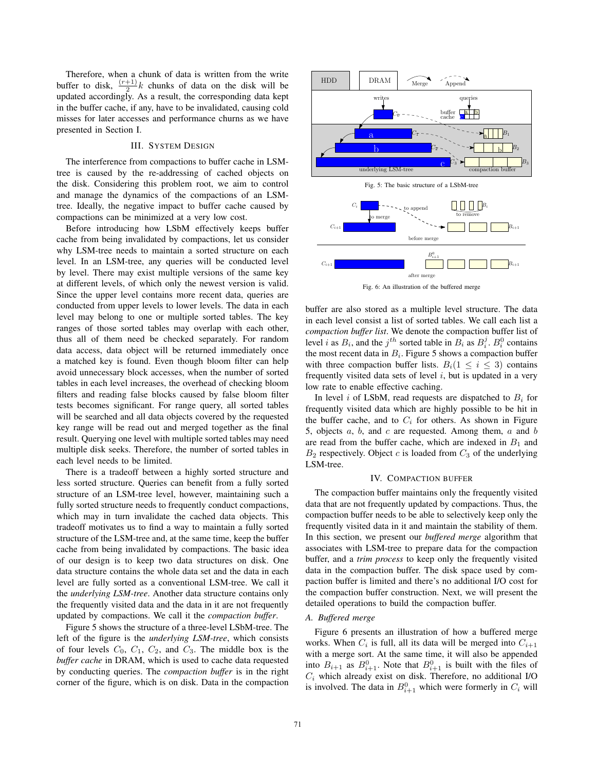Therefore, when a chunk of data is written from the write buffer to disk, $\frac{(r+1)}{2}k$ chunks of data on the disk will be updated accordingly. As a result, the corresponding data kept in the buffer cache, if any, have to be invalidated, causing cold misses for later accesses and performance churns as we have presented in Section I.

## III. System Design

The interference from compactions to buffer cache in LSM-tree is caused by the re-addressing of cached objects on the disk. Considering this problem root, we aim to control and manage the dynamics of the compactions of an LSM-tree. Ideally, the negative impact to buffer cache caused by compactions can be minimized at a very low cost.

Before introducing how LSbM effectively keeps buffer cache from being invalidated by compactions, let us consider why LSM-tree needs to maintain a sorted structure on each level. In an LSM-tree, any queries will be conducted level by level. There may exist multiple versions of the same key at different levels, of which only the newest version is valid. Since the upper level contains more recent data, queries are conducted from upper levels to lower levels. The data in each level may belong to one or multiple sorted tables. The key ranges of those sorted tables may overlap with each other, thus all of them need be checked separately. For random data access, data object will be returned immediately once a matched key is found. Even though bloom filter can help avoid unnecessary block accesses, when the number of sorted tables in each level increases, the overhead of checking bloom filters and reading false blocks caused by false bloom filter tests becomes significant. For range query, all sorted tables will be searched and all data objects covered by the requested key range will be read out and merged together as the final result. Querying one level with multiple sorted tables may need multiple disk seeks. Therefore, the number of sorted tables in each level needs to be limited.

There is a tradeoff between a highly sorted structure and less sorted structure. Queries can benefit from a fully sorted structure of an LSM-tree level, however, maintaining such a fully sorted structure needs to frequently conduct compactions, which may in turn invalidate the cached data objects. This tradeoff motivates us to find a way to maintain a fully sorted structure of the LSM-tree and, at the same time, keep the buffer cache from being invalidated by compactions. The basic idea of our design is to keep two data structures on disk. One data structure contains the whole data set and the data in each level are fully sorted as a conventional LSM-tree. We call it the *underlying LSM-tree*. Another data structure contains only the frequently visited data and the data in it are not frequently updated by compactions. We call it the *compaction buffer*.

Figure 5 shows the structure of a three-level LSbM-tree. The left of the figure is the *underlying LSM-tree*, which consists of four levels $C_0$, $C_1$, $C_2$, and $C_3$. The middle box is the *buffer cache* in DRAM, which is used to cache data requested by conducting queries. The *compaction buffer* is in the right corner of the figure, which is on disk. Data in the compaction buffer are also stored as a multiple level structure. The data in each level consist a list of sorted tables. We call each list a *compaction buffer list*. We denote the compaction buffer list of level $i$ as $B_i$, and the $j^{th}$ sorted table in $B_i$ as $B_i^j$. $B_i^0$ contains the most recent data in $B_i$. Figure 5 shows a compaction buffer with three compaction buffer lists. $B_i (1 \leq i \leq 3)$ contains frequently visited data sets of level $i$, but is updated in a very low rate to enable effective caching.

Fig. 5: The basic structure of a LSbM-tree

Fig. 6: An illustration of the buffered merge

In level $i$ of LSbM, read requests are dispatched to $B_i$ for frequently visited data which are highly possible to be hit in the buffer cache, and to $C_i$ for others. As shown in Figure 5, objects $a$, $b$, and $c$ are requested. Among them, $a$ and $b$ are read from the buffer cache, which are indexed in $B_1$ and $B_2$ respectively. Object $c$ is loaded from $C_3$ of the underlying LSM-tree.

## IV. Compaction Buffer

The compaction buffer maintains only the frequently visited data that are not frequently updated by compactions. Thus, the compaction buffer needs to be able to selectively keep only the frequently visited data in it and maintain the stability of them. In this section, we present our *buffered merge* algorithm that associates with LSM-tree to prepare data for the compaction buffer, and a *trim process* to keep only the frequently visited data in the compaction buffer. The disk space used by compaction buffer is limited and there's no additional I/O cost for the compaction buffer construction. Next, we will present the detailed operations to build the compaction buffer.

### A. Buffered merge

Figure 6 presents an illustration of how a buffered merge works. When $C_i$ is full, all its data will be merged into $C_{i+1}$ with a merge sort. At the same time, it will also be appended into $B_{i+1}$ as $B_{i+1}^0$. Note that $B_{i+1}^0$ is built with the files of $C_i$ which already exist on disk. Therefore, no additional I/O is involved. The data in $B_{i+1}^0$ which were formerly in $C_i$ will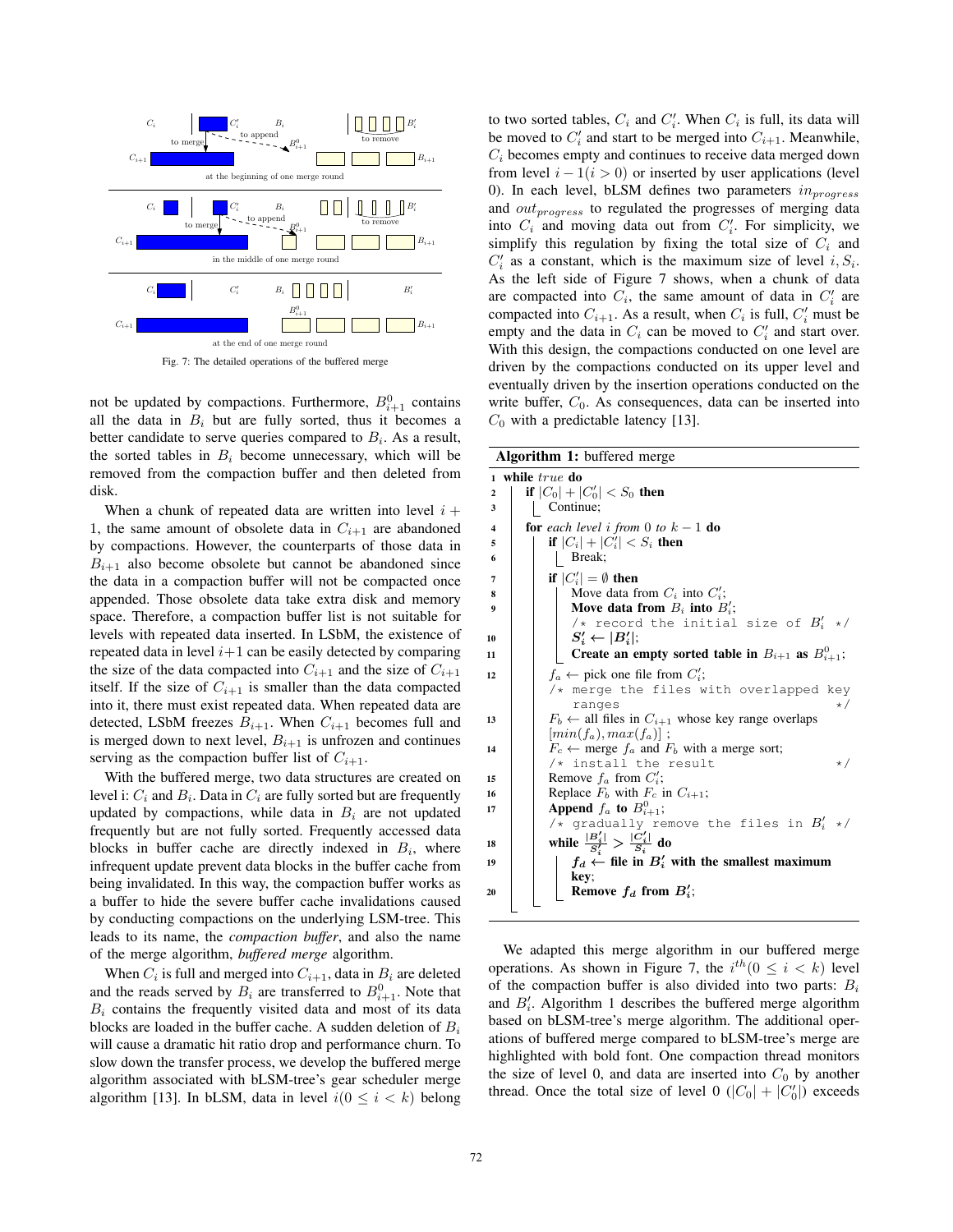Fig. 7: The detailed operations of the buffered merge

not be updated by compactions. Furthermore, $B_{i+1}^0$ contains all the data in $B_i$ but are fully sorted, thus it becomes a better candidate to serve queries compared to $B_i$. As a result, the sorted tables in $B_i$ become unnecessary, which will be removed from the compaction buffer and then deleted from disk.

When a chunk of repeated data are written into level $i+1$, the same amount of obsolete data in $C_{i+1}$ are abandoned by compactions. However, the counterparts of those data in $B_{i+1}$ also become obsolete but cannot be abandoned since the data in a compaction buffer will not be compacted once appended. Those obsolete data take extra disk and memory space. Therefore, a compaction buffer list is not suitable for levels with repeated data inserted. In LSbM, the existence of repeated data in level $i+1$ can be easily detected by comparing the size of the data compacted into $C_{i+1}$ and the size of $C_{i+1}$ itself. If the size of $C_{i+1}$ is smaller than the data compacted into it, there must exist repeated data. When repeated data are detected, LSbM freezes $B_{i+1}$. When $C_{i+1}$ becomes full and is merged down to next level, $B_{i+1}$ is unfrozen and continues serving as the compaction buffer list of $C_{i+1}$.

With the buffered merge, two data structures are created on level i: $C_i$ and $B_i$. Data in $C_i$ are fully sorted but are frequently updated by compactions, while data in $B_i$ are not updated frequently but are not fully sorted. Frequently accessed data blocks in buffer cache are directly indexed in $B_i$, where infrequent update prevent data blocks in the buffer cache from being invalidated. In this way, the compaction buffer works as a buffer to hide the severe buffer cache invalidations caused by conducting compactions on the underlying LSM-tree. This leads to its name, the *compaction buffer*, and also the name of the merge algorithm, *buffered merge* algorithm.

When $C_i$ is full and merged into $C_{i+1}$, data in $B_i$ are deleted and the reads served by $B_i$ are transferred to $B_{i+1}^0$. Note that $B_i$ contains the frequently visited data and most of its data blocks are loaded in the buffer cache. A sudden deletion of $B_i$ will cause a dramatic hit ratio drop and performance churn. To slow down the transfer process, we develop the buffered merge algorithm associated with bLSM-tree's gear scheduler merge algorithm [13]. In bLSM, data in level $i (0 \leq i < k)$ belong to two sorted tables, $C_i$ and $C_i'$. When $C_i$ is full, its data will be moved to $C_i'$ and start to be merged into $C_{i+1}$. Meanwhile, $C_i$ becomes empty and continues to receive data merged down from level $i-1 (i > 0)$ or inserted by user applications (level 0). In each level, bLSM defines two parameters $in_{progress}$ and $out_{progress}$ to regulated the progresses of merging data into $C_i$ and moving data out from $C_i'$. For simplicity, we simplify this regulation by fixing the total size of $C_i$ and $C_i'$ as a constant, which is the maximum size of level $i, S_i$. As the left side of Figure 7 shows, when a chunk of data are compacted into $C_i$, the same amount of data in $C_i'$ are compacted into $C_{i+1}$. As a result, when $C_i$ is full, $C_i'$ must be empty and the data in $C_i$ can be moved to $C_i'$ and start over. With this design, the compactions conducted on one level are driven by the compactions conducted on its upper level and eventually driven by the insertion operations conducted on the write buffer, $C_0$. As consequences, data can be inserted into $C_0$ with a predictable latency [13].

**Algorithm 1:** buffered merge

```
1  while true do
2      if |C_0| + |C_0'| < S_0 then
3          Continue;
4      for each level i from 0 to k − 1 do
5          if |C_i| + |C_i'| < S_i then
6              Break;
7          if |C_i'| = ∅ then
8              Move data from C_i into C_i';
9              Move data from B_i into B_i';
               /* record the initial size of B_i' */
10             S_i' ← |B_i'|;
11             Create an empty sorted table in B_{i+1} as B^0_{i+1};
12         f_a ← pick one file from C_i';
           /* merge the files with overlapped key ranges */
13         F_b ← all files in C_{i+1} whose key range overlaps [min(f_a), max(f_a)] ;
14         F_c ← merge f_a and F_b with a merge sort;
           /* install the result */
15         Remove f_a from C_i';
16         Replace F_b with F_c in C_{i+1};
17         Append f_a to B^0_{i+1};
           /* gradually remove the files in B_i' */
18         while |B_i'|/S_i' > |C_i'|/S_i do
19             f_d ← file in B_i' with the smallest maximum key;
20             Remove f_d from B_i';
```

We adapted this merge algorithm in our buffered merge operations. As shown in Figure 7, the $i^{th} (0 \leq i < k)$ level of the compaction buffer is also divided into two parts: $B_i$ and $B_i'$. Algorithm 1 describes the buffered merge algorithm based on bLSM-tree's merge algorithm. The additional operations of buffered merge compared to bLSM-tree's merge are highlighted with bold font. One compaction thread monitors the size of level 0, and data are inserted into $C_0$ by another thread. Once the total size of level 0 ($|C_0| + |C_0'|$) exceeds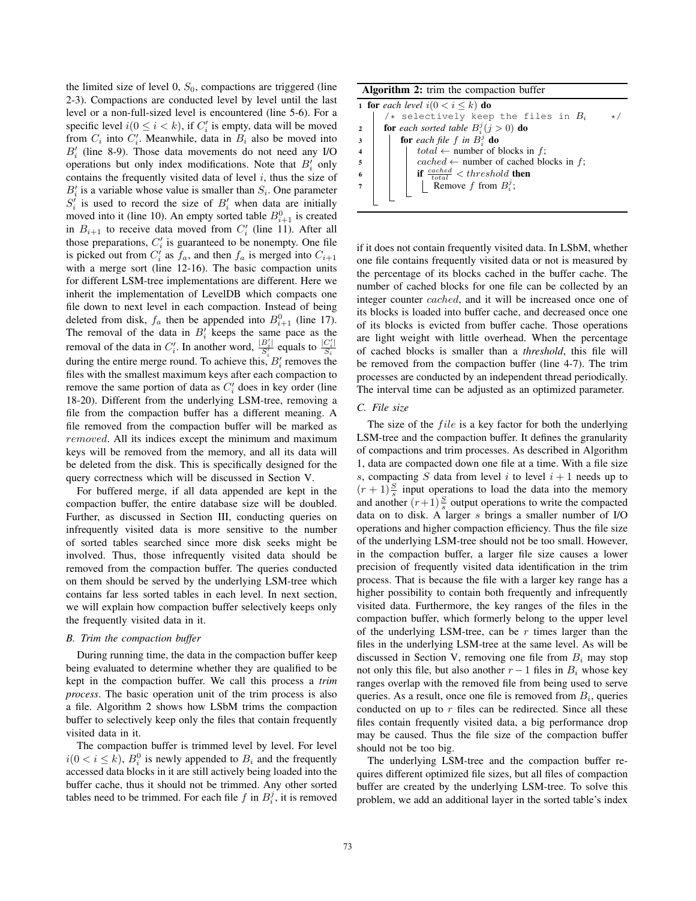the limited size of level 0, $S_0$, compactions are triggered (line 2-3). Compactions are conducted level by level until the last level or a non-full-sized level is encountered (line 5-6). For a specific level $i (0 \le i < k)$, if $C'_i$ is empty, data will be moved from $C_i$ into $C'_i$. Meanwhile, data in $B_i$ also be moved into $B'_i$ (line 8-9). Those data movements do not need any I/O operations but only index modifications. Note that $B'_i$ only contains the frequently visited data of level $i$, thus the size of $B'_i$ is a variable whose value is smaller than $S_i$. One parameter $S'_i$ is used to record the size of $B'_i$ when data are initially moved into it (line 10). An empty sorted table $B^0_{i+1}$ is created in $B_{i+1}$ to receive data moved from $C'_i$ (line 11). After all those preparations, $C'_i$ is guaranteed to be nonempty. One file is picked out from $C'_i$ as $f_a$, and then $f_a$ is merged into $C_{i+1}$ with a merge sort (line 12-16). The basic compaction units for different LSM-tree implementations are different. Here we inherit the implementation of LevelDB which compacts one file down to next level in each compaction. Instead of being deleted from disk, $f_a$ then be appended into $B^0_{i+1}$ (line 17). The removal of the data in $B'_i$ keeps the same pace as the removal of the data in $C'_i$. In another word, $\frac{|B'_i|}{S'_i}$ equals to $\frac{|C'_i|}{S_i}$ during the entire merge round. To achieve this, $B'_i$ removes the files with the smallest maximum keys after each compaction to remove the same portion of data as $C'_i$ does in key order (line 18-20). Different from the underlying LSM-tree, removing a file from the compaction buffer has a different meaning. A file removed from the compaction buffer will be marked as *removed*. All its indices except the minimum and maximum keys will be removed from the memory, and all its data will be deleted from the disk. This is specifically designed for the query correctness which will be discussed in Section V.

For buffered merge, if all data appended are kept in the compaction buffer, the entire database size will be doubled. Further, as discussed in Section III, conducting queries on infrequently visited data is more sensitive to the number of sorted tables searched since more disk seeks might be involved. Thus, those infrequently visited data should be removed from the compaction buffer. The queries conducted on them should be served by the underlying LSM-tree which contains far less sorted tables in each level. In next section, we will explain how compaction buffer selectively keeps only the frequently visited data in it.

### B. Trim the compaction buffer

During running time, the data in the compaction buffer keep being evaluated to determine whether they are qualified to be kept in the compaction buffer. We call this process a *trim process*. The basic operation unit of the trim process is also a file. Algorithm 2 shows how LSbM trims the compaction buffer to selectively keep only the files that contain frequently visited data in it.

The compaction buffer is trimmed level by level. For level $i (0 < i \le k)$, $B^0_i$ is newly appended to $B_i$ and the frequently accessed data blocks in it are still actively being loaded into the buffer cache, thus it should not be trimmed. Any other sorted tables need to be trimmed. For each file $f$ in $B^j_i$, it is removed

**Algorithm 2:** trim the compaction buffer

```
1 for each level i(0 < i ≤ k) do
      /* selectively keep the files in B_i */
2     for each sorted table B_i^j (j > 0) do
3         for each file f in B_i^j do
4             total ← number of blocks in f;
5             cached ← number of cached blocks in f;
6             if cached/total < threshold then
7                 Remove f from B_i^j;
```

if it does not contain frequently visited data. In LSbM, whether one file contains frequently visited data or not is measured by the percentage of its blocks cached in the buffer cache. The number of cached blocks for one file can be collected by an integer counter *cached*, and it will be increased once one of its blocks is loaded into buffer cache, and decreased once one of its blocks is evicted from buffer cache. Those operations are light weight with little overhead. When the percentage of cached blocks is smaller than a *threshold*, this file will be removed from the compaction buffer (line 4-7). The trim processes are conducted by an independent thread periodically. The interval time can be adjusted as an optimized parameter.

### C. File size

The size of the *file* is a key factor for both the underlying LSM-tree and the compaction buffer. It defines the granularity of compactions and trim processes. As described in Algorithm 1, data are compacted down one file at a time. With a file size $s$, compacting $S$ data from level $i$ to level $i+1$ needs up to $(r+1)\frac{S}{s}$ input operations to load the data into the memory and another $(r+1)\frac{S}{s}$ output operations to write the compacted data on to disk. A larger $s$ brings a smaller number of I/O operations and higher compaction efficiency. Thus the file size of the underlying LSM-tree should not be too small. However, in the compaction buffer, a larger file size causes a lower precision of frequently visited data identification in the trim process. That is because the file with a larger key range has a higher possibility to contain both frequently and infrequently visited data. Furthermore, the key ranges of the files in the compaction buffer, which formerly belong to the upper level of the underlying LSM-tree, can be $r$ times larger than the files in the underlying LSM-tree at the same level. As will be discussed in Section V, removing one file from $B_i$ may stop not only this file, but also another $r-1$ files in $B_i$ whose key ranges overlap with the removed file from being used to serve queries. As a result, once one file is removed from $B_i$, queries conducted on up to $r$ files can be redirected. Since all these files contain frequently visited data, a big performance drop may be caused. Thus the file size of the compaction buffer should not be too big.

The underlying LSM-tree and the compaction buffer requires different optimized file sizes, but all files of compaction buffer are created by the underlying LSM-tree. To solve this problem, we add an additional layer in the sorted table's index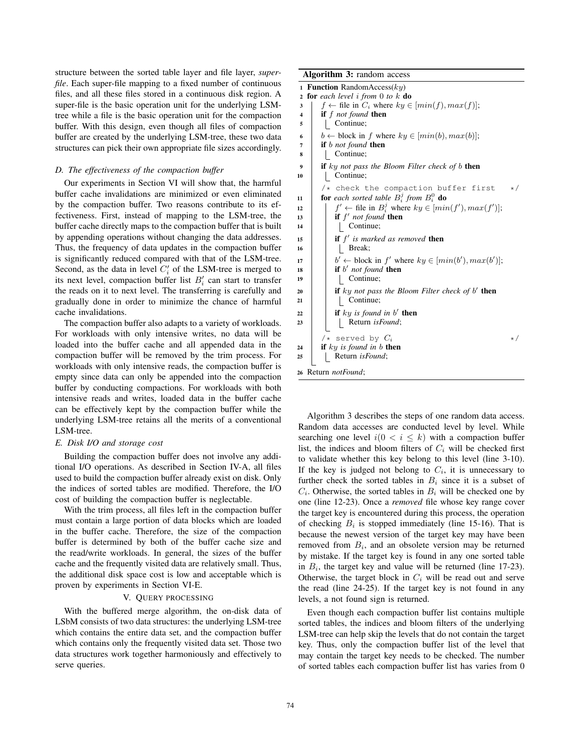structure between the sorted table layer and file layer, *super-file*. Each super-file mapping to a fixed number of continuous files, and all these files stored in a continuous disk region. A super-file is the basic operation unit for the underlying LSM-tree while a file is the basic operation unit for the compaction buffer. With this design, even though all files of compaction buffer are created by the underlying LSM-tree, these two data structures can pick their own appropriate file sizes accordingly.

### D. The effectiveness of the compaction buffer

Our experiments in Section VI will show that, the harmful buffer cache invalidations are minimized or even eliminated by the compaction buffer. Two reasons contribute to its effectiveness. First, instead of mapping to the LSM-tree, the buffer cache directly maps to the compaction buffer that is built by appending operations without changing the data addresses. Thus, the frequency of data updates in the compaction buffer is significantly reduced compared with that of the LSM-tree. Second, as the data in level $C_i'$ of the LSM-tree is merged to its next level, compaction buffer list $B_i'$ can start to transfer the reads on it to next level. The transferring is carefully and gradually done in order to minimize the chance of harmful cache invalidations.

The compaction buffer also adapts to a variety of workloads. For workloads with only intensive writes, no data will be loaded into the buffer cache and all appended data in the compaction buffer will be removed by the trim process. For workloads with only intensive reads, the compaction buffer is empty since data can only be appended into the compaction buffer by conducting compactions. For workloads with both intensive reads and writes, loaded data in the buffer cache can be effectively kept by the compaction buffer while the underlying LSM-tree retains all the merits of a conventional LSM-tree.

### E. Disk I/O and storage cost

Building the compaction buffer does not involve any additional I/O operations. As described in Section IV-A, all files used to build the compaction buffer already exist on disk. Only the indices of sorted tables are modified. Therefore, the I/O cost of building the compaction buffer is neglectable.

With the trim process, all files left in the compaction buffer must contain a large portion of data blocks which are loaded in the buffer cache. Therefore, the size of the compaction buffer is determined by both of the buffer cache size and the read/write workloads. In general, the sizes of the buffer cache and the frequently visited data are relatively small. Thus, the additional disk space cost is low and acceptable which is proven by experiments in Section VI-E.

## V. Query Processing

With the buffered merge algorithm, the on-disk data of LSbM consists of two data structures: the underlying LSM-tree which contains the entire data set, and the compaction buffer which contains only the frequently visited data set. Those two data structures work together harmoniously and effectively to serve queries.

**Algorithm 3:** random access

```
1  Function RandomAccess(ky)
2  for each level i from 0 to k do
3      f ← file in C_i where ky ∈ [min(f), max(f)];
4      if f not found then
5          Continue;
6      b ← block in f where ky ∈ [min(b), max(b)];
7      if b not found then
8          Continue;
9      if ky not pass the Bloom Filter check of b then
10         Continue;
       /* check the compaction buffer first */
11     for each sorted table B_i^j from B_i^0 do
12         f' ← file in B_i^j where ky ∈ [min(f'), max(f')];
13         if f' not found then
14             Continue;
15         if f' is marked as removed then
16             Break;
17         b' ← block in f' where ky ∈ [min(b'), max(b')];
18         if b' not found then
19             Continue;
20         if ky not pass the Bloom Filter check of b' then
21             Continue;
22         if ky is found in b' then
23             Return isFound;
       /* served by C_i */
24     if ky is found in b then
25         Return isFound;
26 Return notFound;
```

Algorithm 3 describes the steps of one random data access. Random data accesses are conducted level by level. While searching one level $i (0 < i \leq k)$ with a compaction buffer list, the indices and bloom filters of $C_i$ will be checked first to validate whether this key belong to this level (line 3-10). If the key is judged not belong to $C_i$, it is unnecessary to further check the sorted tables in $B_i$ since it is a subset of $C_i$. Otherwise, the sorted tables in $B_i$ will be checked one by one (line 12-23). Once a *removed* file whose key range cover the target key is encountered during this process, the operation of checking $B_i$ is stopped immediately (line 15-16). That is because the newest version of the target key may have been removed from $B_i$, and an obsolete version may be returned by mistake. If the target key is found in any one sorted table in $B_i$, the target key and value will be returned (line 17-23). Otherwise, the target block in $C_i$ will be read out and serve the read (line 24-25). If the target key is not found in any levels, a not found sign is returned.

Even though each compaction buffer list contains multiple sorted tables, the indices and bloom filters of the underlying LSM-tree can help skip the levels that do not contain the target key. Thus, only the compaction buffer list of the level that may contain the target key needs to be checked. The number of sorted tables each compaction buffer list has varies from 0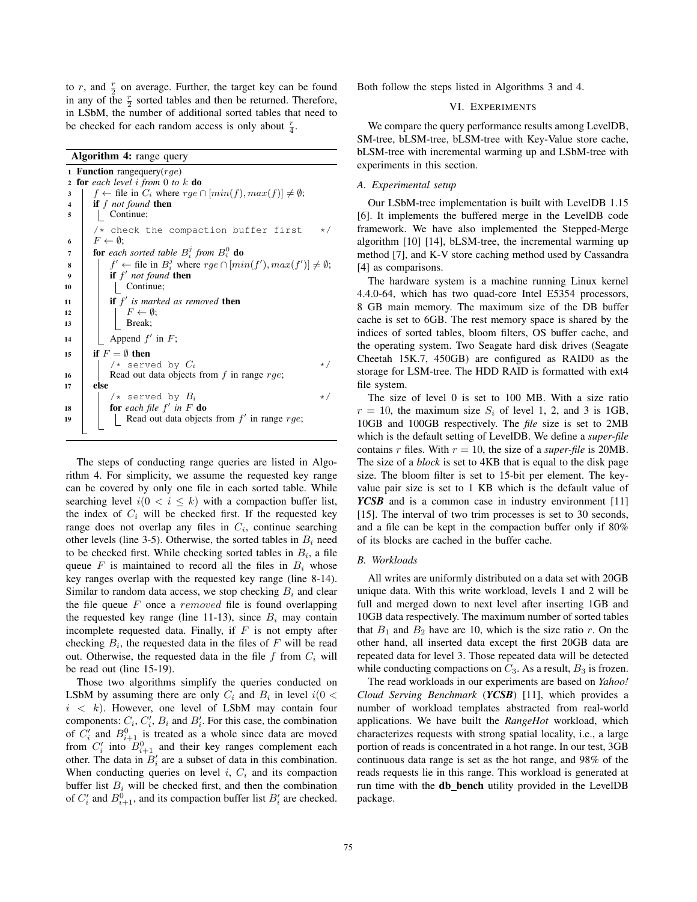to $r$, and $\frac{r}{2}$ on average. Further, the target key can be found in any of the $\frac{r}{2}$ sorted tables and then be returned. Therefore, in LSbM, the number of additional sorted tables that need to be checked for each random access is only about $\frac{r}{4}$.

**Algorithm 4:** range query

```
1  Function rangequery(rge)
2  for each level i from 0 to k do
3      f ← file in C_i where rge ∩ [min(f), max(f)] ≠ ∅;
4      if f not found then
5          Continue;
       /* check the compaction buffer first   */
6      F ← ∅;
7      for each sorted table B_i^j from B_i^0 do
8          f' ← file in B_i^j where rge ∩ [min(f'), max(f')] ≠ ∅;
9          if f' not found then
10             Continue;
11         if f' is marked as removed then
12             F ← ∅;
13             Break;
14         Append f' in F;
15     if F = ∅ then
           /* served by C_i                      */
16         Read out data objects from f in range rge;
17     else
           /* served by B_i                      */
18         for each file f' in F do
19             Read out data objects from f' in range rge;
```

The steps of conducting range queries are listed in Algorithm 4. For simplicity, we assume the requested key range can be covered by only one file in each sorted table. While searching level $i(0 < i \leq k)$ with a compaction buffer list, the index of $C_i$ will be checked first. If the requested key range does not overlap any files in $C_i$, continue searching other levels (line 3-5). Otherwise, the sorted tables in $B_i$ need to be checked first. While checking sorted tables in $B_i$, a file queue $F$ is maintained to record all the files in $B_i$ whose key ranges overlap with the requested key range (line 8-14). Similar to random data access, we stop checking $B_i$ and clear the file queue $F$ once a $removed$ file is found overlapping the requested key range (line 11-13), since $B_i$ may contain incomplete requested data. Finally, if $F$ is not empty after checking $B_i$, the requested data in the files of $F$ will be read out. Otherwise, the requested data in the file $f$ from $C_i$ will be read out (line 15-19).

Those two algorithms simplify the queries conducted on LSbM by assuming there are only $C_i$ and $B_i$ in level $i(0 < i < k)$. However, one level of LSbM may contain four components: $C_i$, $C_i'$, $B_i$ and $B_i'$. For this case, the combination of $C_i'$ and $B_{i+1}^0$ is treated as a whole since data are moved from $C_i'$ into $B_{i+1}^0$ and their key ranges complement each other. The data in $B_i'$ are a subset of data in this combination. When conducting queries on level $i$, $C_i$ and its compaction buffer list $B_i$ will be checked first, and then the combination of $C_i'$ and $B_{i+1}^0$, and its compaction buffer list $B_i'$ are checked. Both follow the steps listed in Algorithms 3 and 4.

## VI. Experiments

We compare the query performance results among LevelDB, SM-tree, bLSM-tree, bLSM-tree with Key-Value store cache, bLSM-tree with incremental warming up and LSbM-tree with experiments in this section.

### A. Experimental setup

Our LSbM-tree implementation is built with LevelDB 1.15 [6]. It implements the buffered merge in the LevelDB code framework. We have also implemented the Stepped-Merge algorithm [10] [14], bLSM-tree, the incremental warming up method [7], and K-V store caching method used by Cassandra [4] as comparisons.

The hardware system is a machine running Linux kernel 4.4.0-64, which has two quad-core Intel E5354 processors, 8 GB main memory. The maximum size of the DB buffer cache is set to 6GB. The rest memory space is shared by the indices of sorted tables, bloom filters, OS buffer cache, and the operating system. Two Seagate hard disk drives (Seagate Cheetah 15K.7, 450GB) are configured as RAID0 as the storage for LSM-tree. The HDD RAID is formatted with ext4 file system.

The size of level 0 is set to 100 MB. With a size ratio $r = 10$, the maximum size $S_i$ of level 1, 2, and 3 is 1GB, 10GB and 100GB respectively. The *file* size is set to 2MB which is the default setting of LevelDB. We define a *super-file* contains $r$ files. With $r = 10$, the size of a *super-file* is 20MB. The size of a *block* is set to 4KB that is equal to the disk page size. The bloom filter is set to 15-bit per element. The key-value pair size is set to 1 KB which is the default value of ***YCSB*** and is a common case in industry environment [11] [15]. The interval of two trim processes is set to 30 seconds, and a file can be kept in the compaction buffer only if 80% of its blocks are cached in the buffer cache.

### B. Workloads

All writes are uniformly distributed on a data set with 20GB unique data. With this write workload, levels 1 and 2 will be full and merged down to next level after inserting 1GB and 10GB data respectively. The maximum number of sorted tables that $B_1$ and $B_2$ have are 10, which is the size ratio $r$. On the other hand, all inserted data except the first 20GB data are repeated data for level 3. Those repeated data will be detected while conducting compactions on $C_3$. As a result, $B_3$ is frozen.

The read workloads in our experiments are based on *Yahoo! Cloud Serving Benchmark* (***YCSB***) [11], which provides a number of workload templates abstracted from real-world applications. We have built the *RangeHot* workload, which characterizes requests with strong spatial locality, i.e., a large portion of reads is concentrated in a hot range. In our test, 3GB continuous data range is set as the hot range, and 98% of the reads requests lie in this range. This workload is generated at run time with the **db_bench** utility provided in the LevelDB package.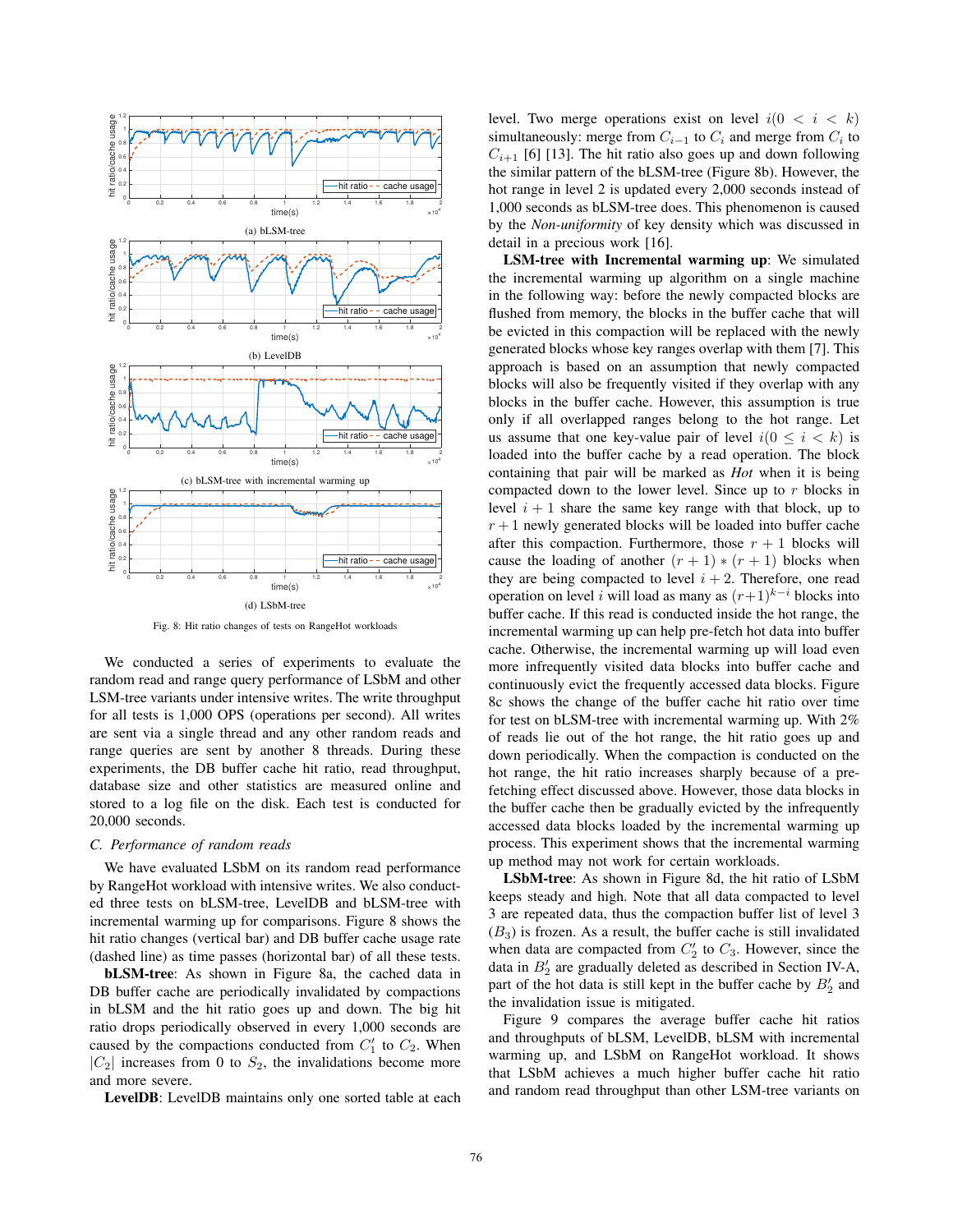(a) bLSM-tree

(b) LevelDB

(c) bLSM-tree with incremental warming up

(d) LSbM-tree

Fig. 8: Hit ratio changes of tests on RangeHot workloads

We conducted a series of experiments to evaluate the random read and range query performance of LSbM and other LSM-tree variants under intensive writes. The write throughput for all tests is 1,000 OPS (operations per second). All writes are sent via a single thread and any other random reads and range queries are sent by another 8 threads. During these experiments, the DB buffer cache hit ratio, read throughput, database size and other statistics are measured online and stored to a log file on the disk. Each test is conducted for 20,000 seconds.

### C. Performance of random reads

We have evaluated LSbM on its random read performance by RangeHot workload with intensive writes. We also conducted three tests on bLSM-tree, LevelDB and bLSM-tree with incremental warming up for comparisons. Figure 8 shows the hit ratio changes (vertical bar) and DB buffer cache usage rate (dashed line) as time passes (horizontal bar) of all these tests.

**bLSM-tree**: As shown in Figure 8a, the cached data in DB buffer cache are periodically invalidated by compactions in bLSM and the hit ratio goes up and down. The big hit ratio drops periodically observed in every 1,000 seconds are caused by the compactions conducted from $C_1'$ to $C_2$. When $|C_2|$ increases from 0 to $S_2$, the invalidations become more and more severe.

**LevelDB**: LevelDB maintains only one sorted table at each level. Two merge operations exist on level $i (0 < i < k)$ simultaneously: merge from $C_{i-1}$ to $C_i$ and merge from $C_i$ to $C_{i+1}$ [6] [13]. The hit ratio also goes up and down following the similar pattern of the bLSM-tree (Figure 8b). However, the hot range in level 2 is updated every 2,000 seconds instead of 1,000 seconds as bLSM-tree does. This phenomenon is caused by the *Non-uniformity* of key density which was discussed in detail in a precious work [16].

**LSM-tree with Incremental warming up**: We simulated the incremental warming up algorithm on a single machine in the following way: before the newly compacted blocks are flushed from memory, the blocks in the buffer cache that will be evicted in this compaction will be replaced with the newly generated blocks whose key ranges overlap with them [7]. This approach is based on an assumption that newly compacted blocks will also be frequently visited if they overlap with any blocks in the buffer cache. However, this assumption is true only if all overlapped ranges belong to the hot range. Let us assume that one key-value pair of level $i (0 \leq i < k)$ is loaded into the buffer cache by a read operation. The block containing that pair will be marked as *Hot* when it is being compacted down to the lower level. Since up to $r$ blocks in level $i+1$ share the same key range with that block, up to $r+1$ newly generated blocks will be loaded into buffer cache after this compaction. Furthermore, those $r+1$ blocks will cause the loading of another $(r+1)*(r+1)$ blocks when they are being compacted to level $i+2$. Therefore, one read operation on level $i$ will load as many as $(r+1)^{k-i}$ blocks into buffer cache. If this read is conducted inside the hot range, the incremental warming up can help pre-fetch hot data into buffer cache. Otherwise, the incremental warming up will load even more infrequently visited data blocks into buffer cache and continuously evict the frequently accessed data blocks. Figure 8c shows the change of the buffer cache hit ratio over time for test on bLSM-tree with incremental warming up. With 2% of reads lie out of the hot range, the hit ratio goes up and down periodically. When the compaction is conducted on the hot range, the hit ratio increases sharply because of a pre-fetching effect discussed above. However, those data blocks in the buffer cache then be gradually evicted by the infrequently accessed data blocks loaded by the incremental warming up process. This experiment shows that the incremental warming up method may not work for certain workloads.

**LSbM-tree**: As shown in Figure 8d, the hit ratio of LSbM keeps steady and high. Note that all data compacted to level 3 are repeated data, thus the compaction buffer list of level 3 ($B_3$) is frozen. As a result, the buffer cache is still invalidated when data are compacted from $C_2'$ to $C_3$. However, since the data in $B_2'$ are gradually deleted as described in Section IV-A, part of the hot data is still kept in the buffer cache by $B_2'$ and the invalidation issue is mitigated.

Figure 9 compares the average buffer cache hit ratios and throughputs of bLSM, LevelDB, bLSM with incremental warming up, and LSbM on RangeHot workload. It shows that LSbM achieves a much higher buffer cache hit ratio and random read throughput than other LSM-tree variants on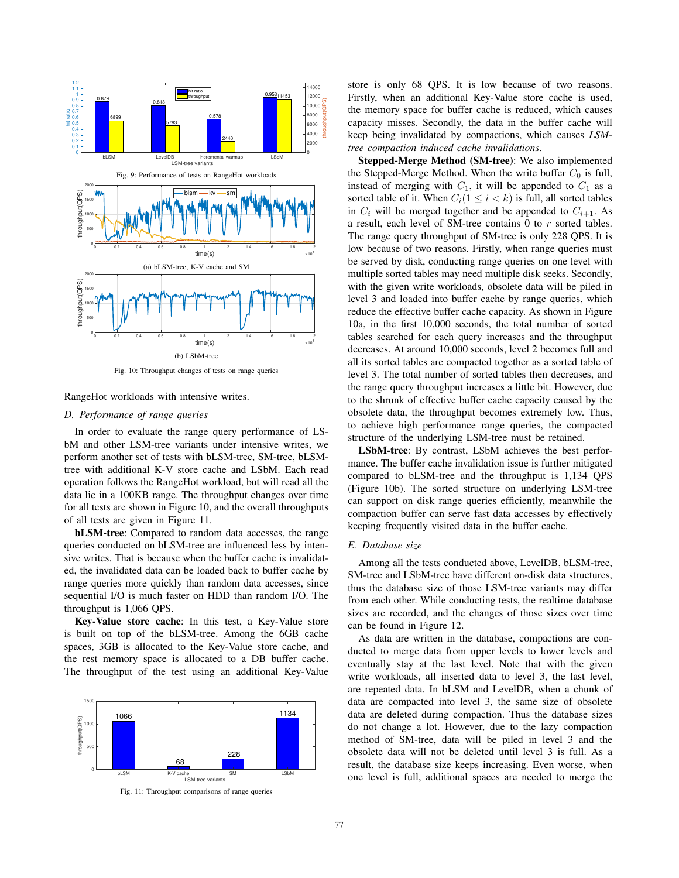Fig. 9: Performance of tests on RangeHot workloads

(a) bLSM-tree, K-V cache and SM

(b) LSbM-tree

Fig. 10: Throughput changes of tests on range queries

RangeHot workloads with intensive writes.

### D. Performance of range queries

In order to evaluate the range query performance of LSbM and other LSM-tree variants under intensive writes, we perform another set of tests with bLSM-tree, SM-tree, bLSM-tree with additional K-V store cache and LSbM. Each read operation follows the RangeHot workload, but will read all the data lie in a 100KB range. The throughput changes over time for all tests are shown in Figure 10, and the overall throughputs of all tests are given in Figure 11.

**bLSM-tree**: Compared to random data accesses, the range queries conducted on bLSM-tree are influenced less by intensive writes. That is because when the buffer cache is invalidated, the invalidated data can be loaded back to buffer cache by range queries more quickly than random data accesses, since sequential I/O is much faster on HDD than random I/O. The throughput is 1,066 QPS.

**Key-Value store cache**: In this test, a Key-Value store is built on top of the bLSM-tree. Among the 6GB cache spaces, 3GB is allocated to the Key-Value store cache, and the rest memory space is allocated to a DB buffer cache. The throughput of the test using an additional Key-Value store is only 68 QPS. It is low because of two reasons. Firstly, when an additional Key-Value store cache is used, the memory space for buffer cache is reduced, which causes capacity misses. Secondly, the data in the buffer cache will keep being invalidated by compactions, which causes *LSM-tree compaction induced cache invalidations*.

Fig. 11: Throughput comparisons of range queries

**Stepped-Merge Method (SM-tree)**: We also implemented the Stepped-Merge Method. When the write buffer $C_0$ is full, instead of merging with $C_1$, it will be appended to $C_1$ as a sorted table of it. When $C_i (1 \leq i < k)$ is full, all sorted tables in $C_i$ will be merged together and be appended to $C_{i+1}$. As a result, each level of SM-tree contains 0 to $r$ sorted tables. The range query throughput of SM-tree is only 228 QPS. It is low because of two reasons. Firstly, range queries must be served by disk, conducting range queries on one level with multiple sorted tables may need multiple disk seeks. Secondly, with the given write workloads, obsolete data will be piled in level 3 and loaded into buffer cache by range queries, which reduce the effective buffer cache capacity. As shown in Figure 10a, in the first 10,000 seconds, the total number of sorted tables searched for each query increases and the throughput decreases. At around 10,000 seconds, level 2 becomes full and all its sorted tables are compacted together as a sorted table of level 3. The total number of sorted tables then decreases, and the range query throughput increases a little bit. However, due to the shrunk of effective buffer cache capacity caused by the obsolete data, the throughput becomes extremely low. Thus, to achieve high performance range queries, the compacted structure of the underlying LSM-tree must be retained.

**LSbM-tree**: By contrast, LSbM achieves the best performance. The buffer cache invalidation issue is further mitigated compared to bLSM-tree and the throughput is 1,134 QPS (Figure 10b). The sorted structure on underlying LSM-tree can support on disk range queries efficiently, meanwhile the compaction buffer can serve fast data accesses by effectively keeping frequently visited data in the buffer cache.

### E. Database size

Among all the tests conducted above, LevelDB, bLSM-tree, SM-tree and LSbM-tree have different on-disk data structures, thus the database size of those LSM-tree variants may differ from each other. While conducting tests, the realtime database sizes are recorded, and the changes of those sizes over time can be found in Figure 12.

As data are written in the database, compactions are conducted to merge data from upper levels to lower levels and eventually stay at the last level. Note that with the given write workloads, all inserted data to level 3, the last level, are repeated data. In bLSM and LevelDB, when a chunk of data are compacted into level 3, the same size of obsolete data are deleted during compaction. Thus the database sizes do not change a lot. However, due to the lazy compaction method of SM-tree, data will be piled in level 3 and the obsolete data will not be deleted until level 3 is full. As a result, the database size keeps increasing. Even worse, when one level is full, additional spaces are needed to merge the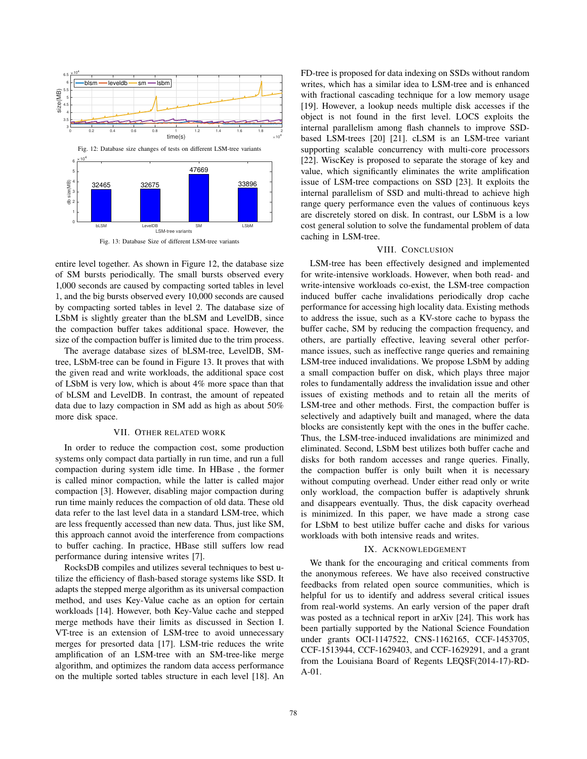Fig. 12: Database size changes of tests on different LSM-tree variants

Fig. 13: Database Size of different LSM-tree variants

entire level together. As shown in Figure 12, the database size of SM bursts periodically. The small bursts observed every 1,000 seconds are caused by compacting sorted tables in level 1, and the big bursts observed every 10,000 seconds are caused by compacting sorted tables in level 2. The database size of LSbM is slightly greater than the bLSM and LevelDB, since the compaction buffer takes additional space. However, the size of the compaction buffer is limited due to the trim process.

The average database sizes of bLSM-tree, LevelDB, SM-tree, LSbM-tree can be found in Figure 13. It proves that with the given read and write workloads, the additional space cost of LSbM is very low, which is about 4% more space than that of bLSM and LevelDB. In contrast, the amount of repeated data due to lazy compaction in SM add as high as about 50% more disk space.

## VII. Other Related Work

In order to reduce the compaction cost, some production systems only compact data partially in run time, and run a full compaction during system idle time. In HBase , the former is called minor compaction, while the latter is called major compaction [3]. However, disabling major compaction during run time mainly reduces the compaction of old data. These old data refer to the last level data in a standard LSM-tree, which are less frequently accessed than new data. Thus, just like SM, this approach cannot avoid the interference from compactions to buffer caching. In practice, HBase still suffers low read performance during intensive writes [7].

RocksDB compiles and utilizes several techniques to best utilize the efficiency of flash-based storage systems like SSD. It adapts the stepped merge algorithm as its universal compaction method, and uses Key-Value cache as an option for certain workloads [14]. However, both Key-Value cache and stepped merge methods have their limits as discussed in Section I. VT-tree is an extension of LSM-tree to avoid unnecessary merges for presorted data [17]. LSM-trie reduces the write amplification of an LSM-tree with an SM-tree-like merge algorithm, and optimizes the random data access performance on the multiple sorted tables structure in each level [18]. An FD-tree is proposed for data indexing on SSDs without random writes, which has a similar idea to LSM-tree and is enhanced with fractional cascading technique for a low memory usage [19]. However, a lookup needs multiple disk accesses if the object is not found in the first level. LOCS exploits the internal parallelism among flash channels to improve SSD-based LSM-trees [20] [21]. cLSM is an LSM-tree variant supporting scalable concurrency with multi-core processors [22]. WiscKey is proposed to separate the storage of key and value, which significantly eliminates the write amplification issue of LSM-tree compactions on SSD [23]. It exploits the internal parallelism of SSD and multi-thread to achieve high range query performance even the values of continuous keys are discretely stored on disk. In contrast, our LSbM is a low cost general solution to solve the fundamental problem of data caching in LSM-tree.

## VIII. Conclusion

LSM-tree has been effectively designed and implemented for write-intensive workloads. However, when both read- and write-intensive workloads co-exist, the LSM-tree compaction induced buffer cache invalidations periodically drop cache performance for accessing high locality data. Existing methods to address the issue, such as a KV-store cache to bypass the buffer cache, SM by reducing the compaction frequency, and others, are partially effective, leaving several other performance issues, such as ineffective range queries and remaining LSM-tree induced invalidations. We propose LSbM by adding a small compaction buffer on disk, which plays three major roles to fundamentally address the invalidation issue and other issues of existing methods and to retain all the merits of LSM-tree and other methods. First, the compaction buffer is selectively and adaptively built and managed, where the data blocks are consistently kept with the ones in the buffer cache. Thus, the LSM-tree-induced invalidations are minimized and eliminated. Second, LSbM best utilizes both buffer cache and disks for both random accesses and range queries. Finally, the compaction buffer is only built when it is necessary without computing overhead. Under either read only or write only workload, the compaction buffer is adaptively shrunk and disappears eventually. Thus, the disk capacity overhead is minimized. In this paper, we have made a strong case for LSbM to best utilize buffer cache and disks for various workloads with both intensive reads and writes.

## IX. Acknowledgement

We thank for the encouraging and critical comments from the anonymous referees. We have also received constructive feedbacks from related open source communities, which is helpful for us to identify and address several critical issues from real-world systems. An early version of the paper draft was posted as a technical report in arXiv [24]. This work has been partially supported by the National Science Foundation under grants OCI-1147522, CNS-1162165, CCF-1453705, CCF-1513944, CCF-1629403, and CCF-1629291, and a grant from the Louisiana Board of Regents LEQSF(2014-17)-RD-A-01.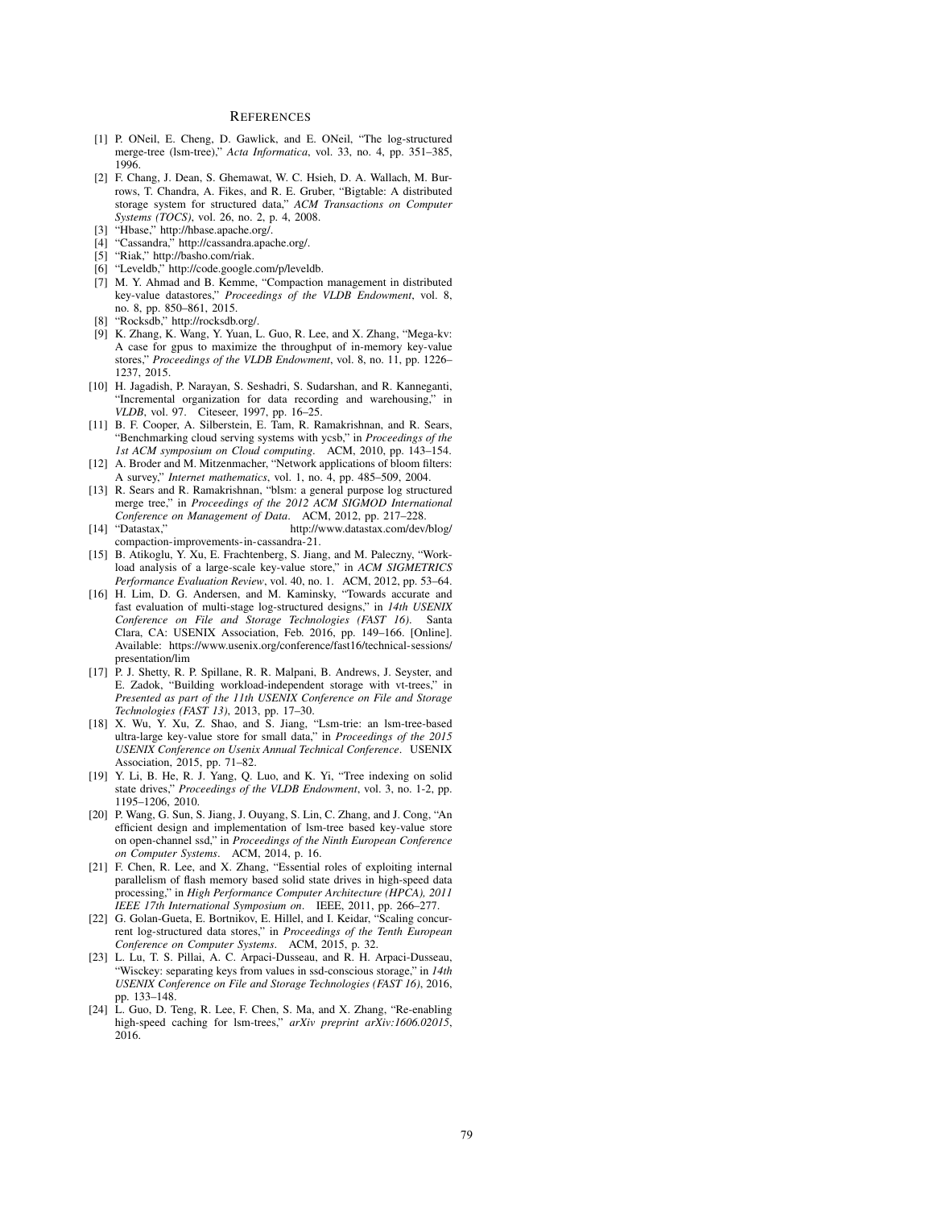## References

[1] P. ONeil, E. Cheng, D. Gawlick, and E. ONeil, "The log-structured merge-tree (lsm-tree)," *Acta Informatica*, vol. 33, no. 4, pp. 351–385, 1996.

[2] F. Chang, J. Dean, S. Ghemawat, W. C. Hsieh, D. A. Wallach, M. Burrows, T. Chandra, A. Fikes, and R. E. Gruber, "Bigtable: A distributed storage system for structured data," *ACM Transactions on Computer Systems (TOCS)*, vol. 26, no. 2, p. 4, 2008.

[3] "Hbase," http://hbase.apache.org/.

[4] "Cassandra," http://cassandra.apache.org/.

[5] "Riak," http://basho.com/riak.

[6] "Leveldb," http://code.google.com/p/leveldb.

[7] M. Y. Ahmad and B. Kemme, "Compaction management in distributed key-value datastores," *Proceedings of the VLDB Endowment*, vol. 8, no. 8, pp. 850–861, 2015.

[8] "Rocksdb," http://rocksdb.org/.

[9] K. Zhang, K. Wang, Y. Yuan, L. Guo, R. Lee, and X. Zhang, "Mega-kv: A case for gpus to maximize the throughput of in-memory key-value stores," *Proceedings of the VLDB Endowment*, vol. 8, no. 11, pp. 1226–1237, 2015.

[10] H. Jagadish, P. Narayan, S. Seshadri, S. Sudarshan, and R. Kanneganti, "Incremental organization for data recording and warehousing," in *VLDB*, vol. 97. Citeseer, 1997, pp. 16–25.

[11] B. F. Cooper, A. Silberstein, E. Tam, R. Ramakrishnan, and R. Sears, "Benchmarking cloud serving systems with ycsb," in *Proceedings of the 1st ACM symposium on Cloud computing*. ACM, 2010, pp. 143–154.

[12] A. Broder and M. Mitzenmacher, "Network applications of bloom filters: A survey," *Internet mathematics*, vol. 1, no. 4, pp. 485–509, 2004.

[13] R. Sears and R. Ramakrishnan, "blsm: a general purpose log structured merge tree," in *Proceedings of the 2012 ACM SIGMOD International Conference on Management of Data*. ACM, 2012, pp. 217–228.

[14] "Datastax," http://www.datastax.com/dev/blog/compaction-improvements-in-cassandra-21.

[15] B. Atikoglu, Y. Xu, E. Frachtenberg, S. Jiang, and M. Paleczny, "Workload analysis of a large-scale key-value store," in *ACM SIGMETRICS Performance Evaluation Review*, vol. 40, no. 1. ACM, 2012, pp. 53–64.

[16] H. Lim, D. G. Andersen, and M. Kaminsky, "Towards accurate and fast evaluation of multi-stage log-structured designs," in *14th USENIX Conference on File and Storage Technologies (FAST 16)*. Santa Clara, CA: USENIX Association, Feb. 2016, pp. 149–166. [Online]. Available: https://www.usenix.org/conference/fast16/technical-sessions/presentation/lim

[17] P. J. Shetty, R. P. Spillane, R. R. Malpani, B. Andrews, J. Seyster, and E. Zadok, "Building workload-independent storage with vt-trees," in *Presented as part of the 11th USENIX Conference on File and Storage Technologies (FAST 13)*, 2013, pp. 17–30.

[18] X. Wu, Y. Xu, Z. Shao, and S. Jiang, "Lsm-trie: an lsm-tree-based ultra-large key-value store for small data," in *Proceedings of the 2015 USENIX Conference on Usenix Annual Technical Conference*. USENIX Association, 2015, pp. 71–82.

[19] Y. Li, B. He, R. J. Yang, Q. Luo, and K. Yi, "Tree indexing on solid state drives," *Proceedings of the VLDB Endowment*, vol. 3, no. 1-2, pp. 1195–1206, 2010.

[20] P. Wang, G. Sun, S. Jiang, J. Ouyang, S. Lin, C. Zhang, and J. Cong, "An efficient design and implementation of lsm-tree based key-value store on open-channel ssd," in *Proceedings of the Ninth European Conference on Computer Systems*. ACM, 2014, p. 16.

[21] F. Chen, R. Lee, and X. Zhang, "Essential roles of exploiting internal parallelism of flash memory based solid state drives in high-speed data processing," in *High Performance Computer Architecture (HPCA), 2011 IEEE 17th International Symposium on*. IEEE, 2011, pp. 266–277.

[22] G. Golan-Gueta, E. Bortnikov, E. Hillel, and I. Keidar, "Scaling concurrent log-structured data stores," in *Proceedings of the Tenth European Conference on Computer Systems*. ACM, 2015, p. 32.

[23] L. Lu, T. S. Pillai, A. C. Arpaci-Dusseau, and R. H. Arpaci-Dusseau, "Wisckey: separating keys from values in ssd-conscious storage," in *14th USENIX Conference on File and Storage Technologies (FAST 16)*, 2016, pp. 133–148.

[24] L. Guo, D. Teng, R. Lee, F. Chen, S. Ma, and X. Zhang, "Re-enabling high-speed caching for lsm-trees," *arXiv preprint arXiv:1606.02015*, 2016.